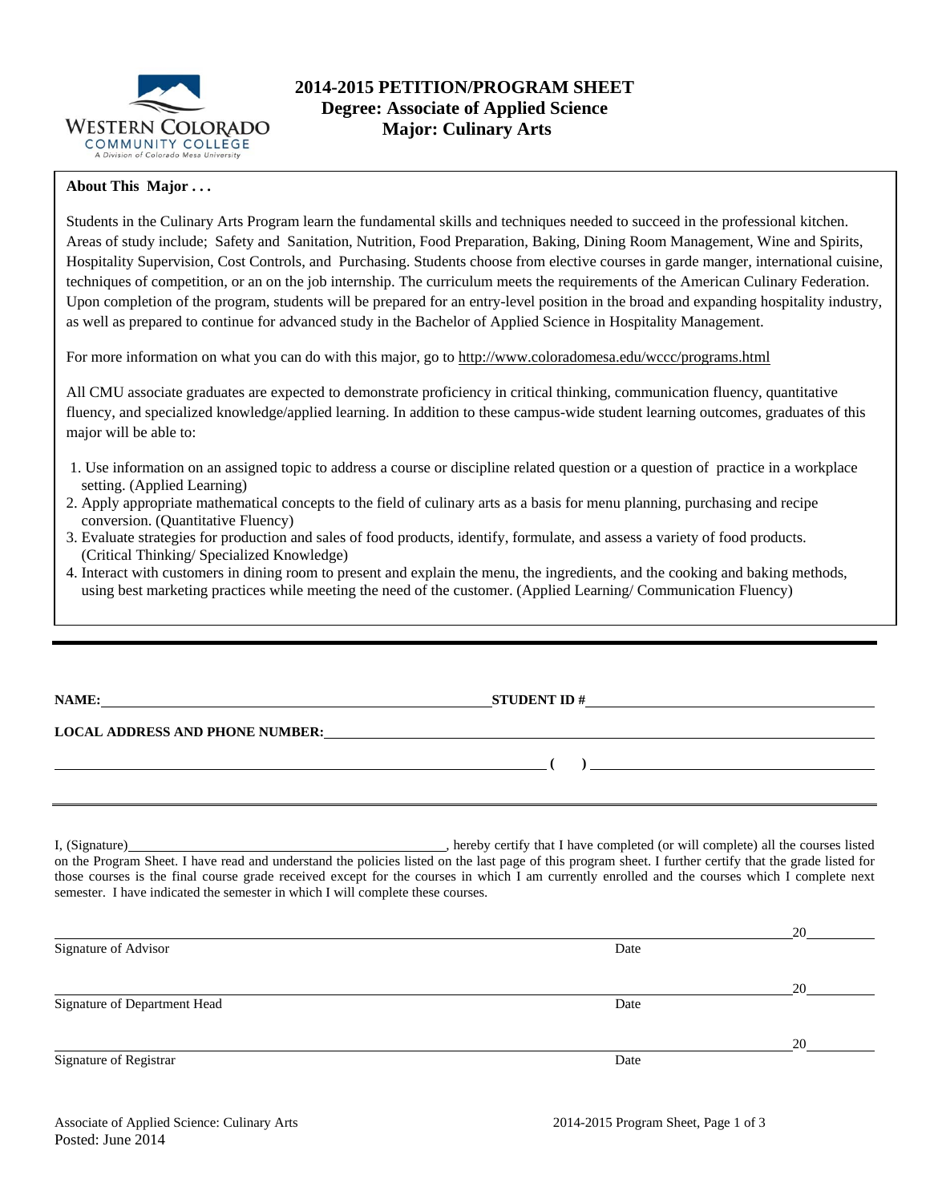WESTERN COLORADO COMMUNITY COLLEGE
A Division of Colorado Mesa University

# 2014-2015 PETITION/PROGRAM SHEET
## Degree: Associate of Applied Science
## Major: Culinary Arts

**About This Major . . .**

Students in the Culinary Arts Program learn the fundamental skills and techniques needed to succeed in the professional kitchen. Areas of study include; Safety and Sanitation, Nutrition, Food Preparation, Baking, Dining Room Management, Wine and Spirits, Hospitality Supervision, Cost Controls, and Purchasing. Students choose from elective courses in garde manger, international cuisine, techniques of competition, or an on the job internship. The curriculum meets the requirements of the American Culinary Federation. Upon completion of the program, students will be prepared for an entry-level position in the broad and expanding hospitality industry, as well as prepared to continue for advanced study in the Bachelor of Applied Science in Hospitality Management.

For more information on what you can do with this major, go to http://www.coloradomesa.edu/wccc/programs.html

All CMU associate graduates are expected to demonstrate proficiency in critical thinking, communication fluency, quantitative fluency, and specialized knowledge/applied learning. In addition to these campus-wide student learning outcomes, graduates of this major will be able to:

1. Use information on an assigned topic to address a course or discipline related question or a question of practice in a workplace setting. (Applied Learning)
2. Apply appropriate mathematical concepts to the field of culinary arts as a basis for menu planning, purchasing and recipe conversion. (Quantitative Fluency)
3. Evaluate strategies for production and sales of food products, identify, formulate, and assess a variety of food products. (Critical Thinking/ Specialized Knowledge)
4. Interact with customers in dining room to present and explain the menu, the ingredients, and the cooking and baking methods, using best marketing practices while meeting the need of the customer. (Applied Learning/ Communication Fluency)

---

**NAME:** ______________________________ **STUDENT ID #** ______________________________

**LOCAL ADDRESS AND PHONE NUMBER:** ______________________________

______________________________ **( )** ______________________________

I, (Signature) ______________________________, hereby certify that I have completed (or will complete) all the courses listed on the Program Sheet. I have read and understand the policies listed on the last page of this program sheet. I further certify that the grade listed for those courses is the final course grade received except for the courses in which I am currently enrolled and the courses which I complete next semester. I have indicated the semester in which I will complete these courses.

______________________________ 20______
Signature of Advisor Date

______________________________ 20______
Signature of Department Head Date

______________________________ 20______
Signature of Registrar Date

Associate of Applied Science: Culinary Arts
Posted: June 2014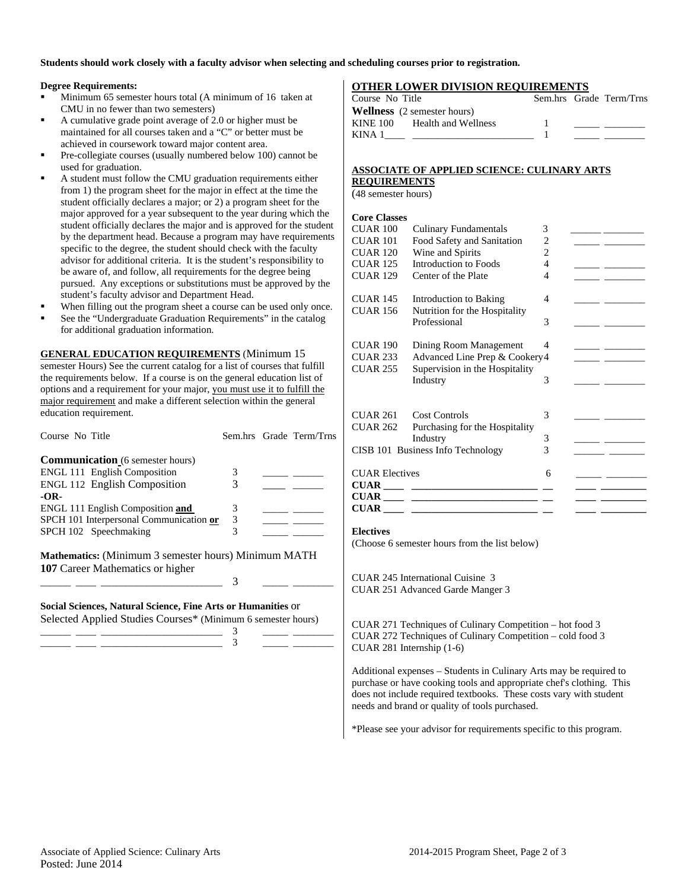**Students should work closely with a faculty advisor when selecting and scheduling courses prior to registration.**

**Degree Requirements:**

- Minimum 65 semester hours total (A minimum of 16 taken at CMU in no fewer than two semesters)
- A cumulative grade point average of 2.0 or higher must be maintained for all courses taken and a "C" or better must be achieved in coursework toward major content area.
- Pre-collegiate courses (usually numbered below 100) cannot be used for graduation.
- A student must follow the CMU graduation requirements either from 1) the program sheet for the major in effect at the time the student officially declares a major; or 2) a program sheet for the major approved for a year subsequent to the year during which the student officially declares the major and is approved for the student by the department head. Because a program may have requirements specific to the degree, the student should check with the faculty advisor for additional criteria. It is the student's responsibility to be aware of, and follow, all requirements for the degree being pursued. Any exceptions or substitutions must be approved by the student's faculty advisor and Department Head.
- When filling out the program sheet a course can be used only once.
- See the "Undergraduate Graduation Requirements" in the catalog for additional graduation information.

**GENERAL EDUCATION REQUIREMENTS** (Minimum 15 semester Hours) See the current catalog for a list of courses that fulfill the requirements below. If a course is on the general education list of options and a requirement for your major, you must use it to fulfill the major requirement and make a different selection within the general education requirement.

| Course No Title | Sem.hrs | Grade | Term/Trns |
|---|---|---|---|
| **Communication** (6 semester hours) | | | |
| ENGL 111 English Composition | 3 | _____ | ______ |
| ENGL 112 English Composition | 3 | _____ | ______ |
| **-OR-** | | | |
| ENGL 111 English Composition **and** | 3 | _____ | ______ |
| SPCH 101 Interpersonal Communication **or** | 3 | _____ | ______ |
| SPCH 102 Speechmaking | 3 | _____ | ______ |

**Mathematics:** (Minimum 3 semester hours) Minimum MATH **107** Career Mathematics or higher

| | Sem.hrs | Grade | Term/Trns |
|---|---|---|---|
| ______ ____ ______________________ | 3 | _____ | ________ |

**Social Sciences, Natural Science, Fine Arts or Humanities** or Selected Applied Studies Courses* (Minimum 6 semester hours)

| | Sem.hrs | Grade | Term/Trns |
|---|---|---|---|
| ______ ____ ______________________ | 3 | _____ | ________ |
| ______ ____ ______________________ | 3 | _____ | ________ |

**OTHER LOWER DIVISION REQUIREMENTS**

| Course No Title | | Sem.hrs | Grade | Term/Trns |
|---|---|---|---|---|
| **Wellness** (2 semester hours) | | | | |
| KINE 100 | Health and Wellness | 1 | _____ | ________ |
| KINA 1____ | ________________________ | 1 | _____ | ________ |

**ASSOCIATE OF APPLIED SCIENCE: CULINARY ARTS REQUIREMENTS**
(48 semester hours)

**Core Classes**

| Course No | Title | Sem.hrs | Grade | Term/Trns |
|---|---|---|---|---|
| CUAR 100 | Culinary Fundamentals | 3 | ______ | ________ |
| CUAR 101 | Food Safety and Sanitation | 2 | _____ | ________ |
| CUAR 120 | Wine and Spirits | 2 | _____ | ________ |
| CUAR 125 | Introduction to Foods | 4 | _____ | ________ |
| CUAR 129 | Center of the Plate | 4 | _____ | ________ |
| CUAR 145 | Introduction to Baking | 4 | _____ | ________ |
| CUAR 156 | Nutrition for the Hospitality Professional | 3 | _____ | ________ |
| CUAR 190 | Dining Room Management | 4 | _____ | ________ |
| CUAR 233 | Advanced Line Prep & Cookery | 4 | _____ | ________ |
| CUAR 255 | Supervision in the Hospitality Industry | 3 | _____ | ________ |
| CUAR 261 | Cost Controls | 3 | _____ | ________ |
| CUAR 262 | Purchasing for the Hospitality Industry | 3 | _____ | ________ |
| CISB 101 | Business Info Technology | 3 | ______ | _______ |
| CUAR Electives | | 6 | _____ | ________ |
| **CUAR ____** | ________________________ | __ | ____ | _________ |
| **CUAR ____** | ________________________ | __ | ____ | _________ |
| **CUAR ____** | ________________________ | __ | ____ | _________ |

**Electives**
(Choose 6 semester hours from the list below)

CUAR 245 International Cuisine 3
CUAR 251 Advanced Garde Manger 3

CUAR 271 Techniques of Culinary Competition – hot food 3
CUAR 272 Techniques of Culinary Competition – cold food 3
CUAR 281 Internship (1-6)

Additional expenses – Students in Culinary Arts may be required to purchase or have cooking tools and appropriate chef's clothing. This does not include required textbooks. These costs vary with student needs and brand or quality of tools purchased.

*Please see your advisor for requirements specific to this program.

Associate of Applied Science: Culinary Arts
Posted: June 2014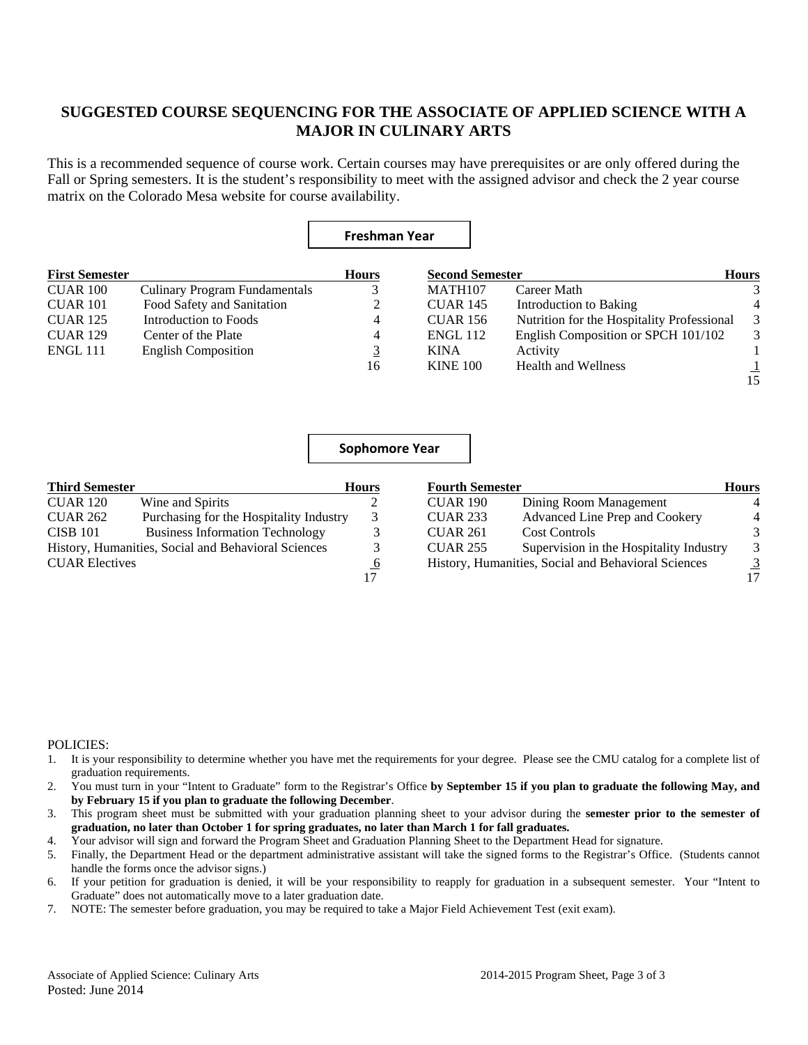# SUGGESTED COURSE SEQUENCING FOR THE ASSOCIATE OF APPLIED SCIENCE WITH A MAJOR IN CULINARY ARTS

This is a recommended sequence of course work. Certain courses may have prerequisites or are only offered during the Fall or Spring semesters. It is the student's responsibility to meet with the assigned advisor and check the 2 year course matrix on the Colorado Mesa website for course availability.

## Freshman Year

| First Semester | | Hours |
|---|---|---|
| CUAR 100 | Culinary Program Fundamentals | 3 |
| CUAR 101 | Food Safety and Sanitation | 2 |
| CUAR 125 | Introduction to Foods | 4 |
| CUAR 129 | Center of the Plate | 4 |
| ENGL 111 | English Composition | 3 |
| | | 16 |

| Second Semester | | Hours |
|---|---|---|
| MATH107 | Career Math | 3 |
| CUAR 145 | Introduction to Baking | 4 |
| CUAR 156 | Nutrition for the Hospitality Professional | 3 |
| ENGL 112 | English Composition or SPCH 101/102 | 3 |
| KINA | Activity | 1 |
| KINE 100 | Health and Wellness | 1 |
| | | 15 |

## Sophomore Year

| Third Semester | | Hours |
|---|---|---|
| CUAR 120 | Wine and Spirits | 2 |
| CUAR 262 | Purchasing for the Hospitality Industry | 3 |
| CISB 101 | Business Information Technology | 3 |
| History, Humanities, Social and Behavioral Sciences | | 3 |
| CUAR Electives | | 6 |
| | | 17 |

| Fourth Semester | | Hours |
|---|---|---|
| CUAR 190 | Dining Room Management | 4 |
| CUAR 233 | Advanced Line Prep and Cookery | 4 |
| CUAR 261 | Cost Controls | 3 |
| CUAR 255 | Supervision in the Hospitality Industry | 3 |
| History, Humanities, Social and Behavioral Sciences | | 3 |
| | | 17 |

POLICIES:

1. It is your responsibility to determine whether you have met the requirements for your degree. Please see the CMU catalog for a complete list of graduation requirements.
2. You must turn in your "Intent to Graduate" form to the Registrar's Office **by September 15 if you plan to graduate the following May, and by February 15 if you plan to graduate the following December**.
3. This program sheet must be submitted with your graduation planning sheet to your advisor during the **semester prior to the semester of graduation, no later than October 1 for spring graduates, no later than March 1 for fall graduates.**
4. Your advisor will sign and forward the Program Sheet and Graduation Planning Sheet to the Department Head for signature.
5. Finally, the Department Head or the department administrative assistant will take the signed forms to the Registrar's Office. (Students cannot handle the forms once the advisor signs.)
6. If your petition for graduation is denied, it will be your responsibility to reapply for graduation in a subsequent semester. Your "Intent to Graduate" does not automatically move to a later graduation date.
7. NOTE: The semester before graduation, you may be required to take a Major Field Achievement Test (exit exam).

Associate of Applied Science: Culinary Arts
Posted: June 2014